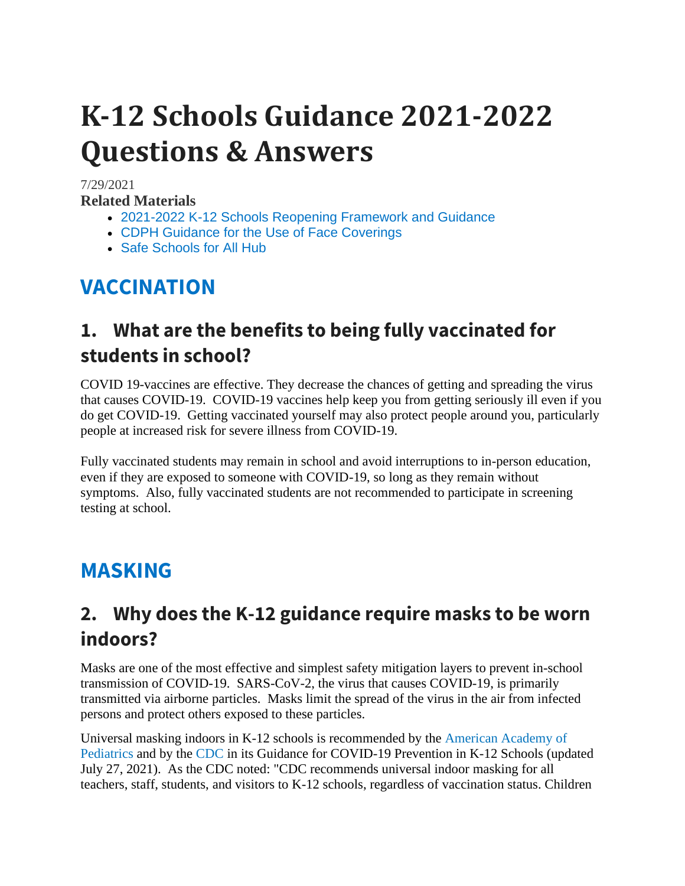# K-12 Schools Guidance 2021-2022 Questions & Answers

7/29/2021

**Related Materials**

- 2021-2022 K-12 Schools Reopening Framework and Guidance
- CDPH Guidance for the Use of Face Coverings
- Safe Schools for All Hub

## VACCINATION

### 1. What are the benefits to being fully vaccinated for students in school?

COVID 19-vaccines are effective. They decrease the chances of getting and spreading the virus that causes COVID-19. COVID-19 vaccines help keep you from getting seriously ill even if you do get COVID-19. Getting vaccinated yourself may also protect people around you, particularly people at increased risk for severe illness from COVID-19.

Fully vaccinated students may remain in school and avoid interruptions to in-person education, even if they are exposed to someone with COVID-19, so long as they remain without symptoms. Also, fully vaccinated students are not recommended to participate in screening testing at school.

## MASKING

### 2. Why does the K-12 guidance require masks to be worn indoors?

Masks are one of the most effective and simplest safety mitigation layers to prevent in-school transmission of COVID-19. SARS-CoV-2, the virus that causes COVID-19, is primarily transmitted via airborne particles. Masks limit the spread of the virus in the air from infected persons and protect others exposed to these particles.

Universal masking indoors in K-12 schools is recommended by the American Academy of Pediatrics and by the CDC in its Guidance for COVID-19 Prevention in K-12 Schools (updated July 27, 2021). As the CDC noted: "CDC recommends universal indoor masking for all teachers, staff, students, and visitors to K-12 schools, regardless of vaccination status. Children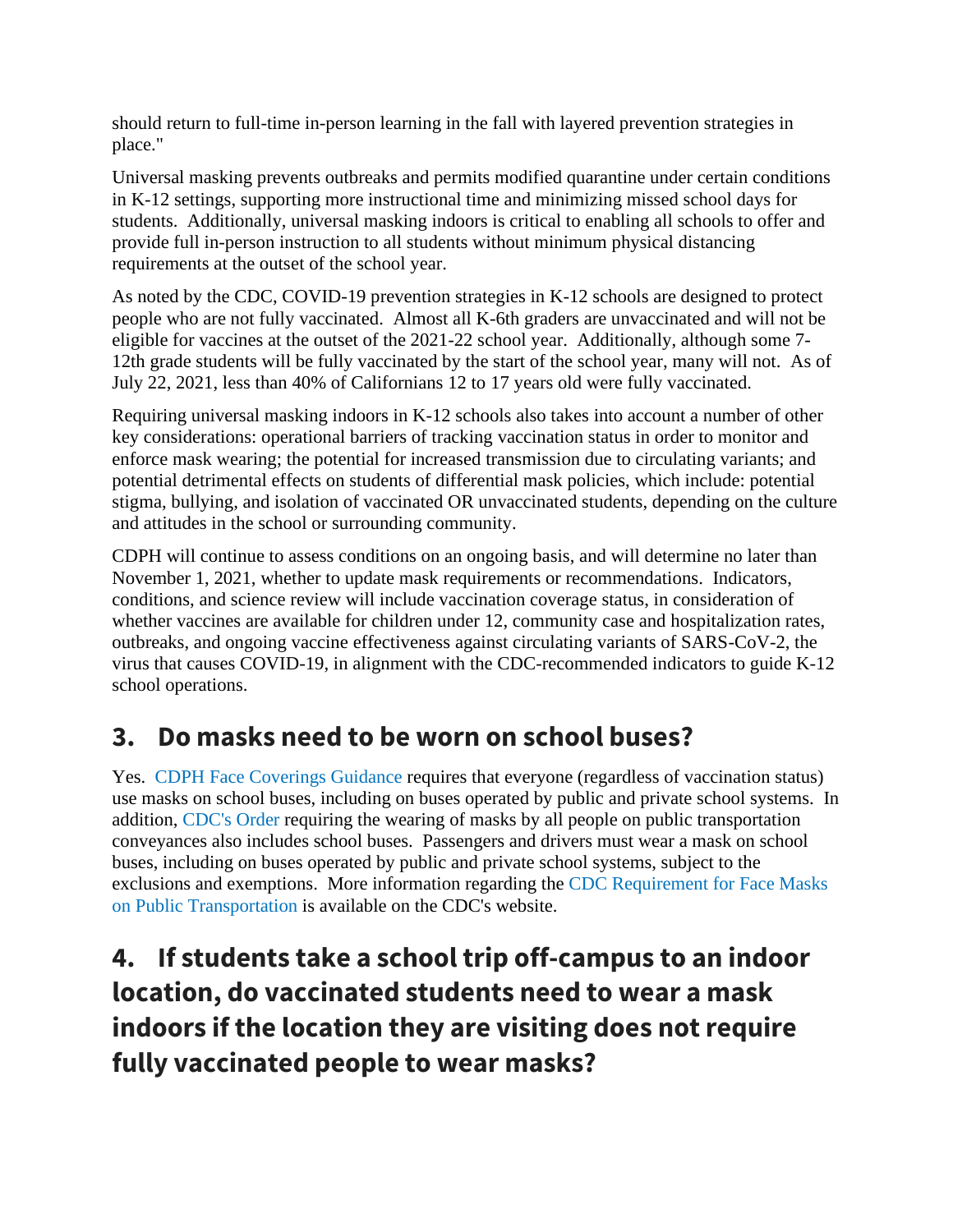should return to full-time in-person learning in the fall with layered prevention strategies in place."

Universal masking prevents outbreaks and permits modified quarantine under certain conditions in K-12 settings, supporting more instructional time and minimizing missed school days for students. Additionally, universal masking indoors is critical to enabling all schools to offer and provide full in-person instruction to all students without minimum physical distancing requirements at the outset of the school year.

As noted by the CDC, COVID-19 prevention strategies in K-12 schools are designed to protect people who are not fully vaccinated. Almost all K-6th graders are unvaccinated and will not be eligible for vaccines at the outset of the 2021-22 school year. Additionally, although some 7-12th grade students will be fully vaccinated by the start of the school year, many will not. As of July 22, 2021, less than 40% of Californians 12 to 17 years old were fully vaccinated.

Requiring universal masking indoors in K-12 schools also takes into account a number of other key considerations: operational barriers of tracking vaccination status in order to monitor and enforce mask wearing; the potential for increased transmission due to circulating variants; and potential detrimental effects on students of differential mask policies, which include: potential stigma, bullying, and isolation of vaccinated OR unvaccinated students, depending on the culture and attitudes in the school or surrounding community.

CDPH will continue to assess conditions on an ongoing basis, and will determine no later than November 1, 2021, whether to update mask requirements or recommendations. Indicators, conditions, and science review will include vaccination coverage status, in consideration of whether vaccines are available for children under 12, community case and hospitalization rates, outbreaks, and ongoing vaccine effectiveness against circulating variants of SARS-CoV-2, the virus that causes COVID-19, in alignment with the CDC-recommended indicators to guide K-12 school operations.

## 3. Do masks need to be worn on school buses?

Yes. CDPH Face Coverings Guidance requires that everyone (regardless of vaccination status) use masks on school buses, including on buses operated by public and private school systems. In addition, CDC's Order requiring the wearing of masks by all people on public transportation conveyances also includes school buses. Passengers and drivers must wear a mask on school buses, including on buses operated by public and private school systems, subject to the exclusions and exemptions. More information regarding the CDC Requirement for Face Masks on Public Transportation is available on the CDC's website.

## 4. If students take a school trip off-campus to an indoor location, do vaccinated students need to wear a mask indoors if the location they are visiting does not require fully vaccinated people to wear masks?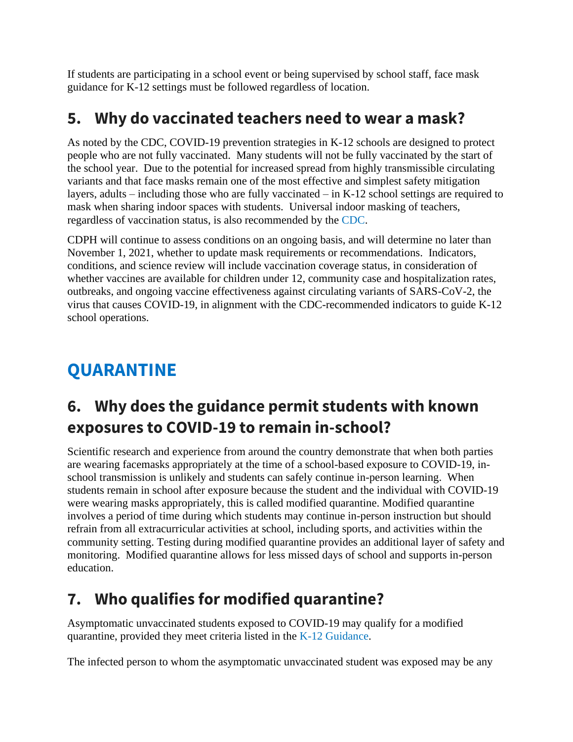If students are participating in a school event or being supervised by school staff, face mask guidance for K-12 settings must be followed regardless of location.

## 5. Why do vaccinated teachers need to wear a mask?

As noted by the CDC, COVID-19 prevention strategies in K-12 schools are designed to protect people who are not fully vaccinated. Many students will not be fully vaccinated by the start of the school year. Due to the potential for increased spread from highly transmissible circulating variants and that face masks remain one of the most effective and simplest safety mitigation layers, adults – including those who are fully vaccinated – in K-12 school settings are required to mask when sharing indoor spaces with students. Universal indoor masking of teachers, regardless of vaccination status, is also recommended by the CDC.

CDPH will continue to assess conditions on an ongoing basis, and will determine no later than November 1, 2021, whether to update mask requirements or recommendations. Indicators, conditions, and science review will include vaccination coverage status, in consideration of whether vaccines are available for children under 12, community case and hospitalization rates, outbreaks, and ongoing vaccine effectiveness against circulating variants of SARS-CoV-2, the virus that causes COVID-19, in alignment with the CDC-recommended indicators to guide K-12 school operations.

# QUARANTINE

## 6. Why does the guidance permit students with known exposures to COVID-19 to remain in-school?

Scientific research and experience from around the country demonstrate that when both parties are wearing facemasks appropriately at the time of a school-based exposure to COVID-19, in-school transmission is unlikely and students can safely continue in-person learning. When students remain in school after exposure because the student and the individual with COVID-19 were wearing masks appropriately, this is called modified quarantine. Modified quarantine involves a period of time during which students may continue in-person instruction but should refrain from all extracurricular activities at school, including sports, and activities within the community setting. Testing during modified quarantine provides an additional layer of safety and monitoring. Modified quarantine allows for less missed days of school and supports in-person education.

## 7. Who qualifies for modified quarantine?

Asymptomatic unvaccinated students exposed to COVID-19 may qualify for a modified quarantine, provided they meet criteria listed in the K-12 Guidance.

The infected person to whom the asymptomatic unvaccinated student was exposed may be any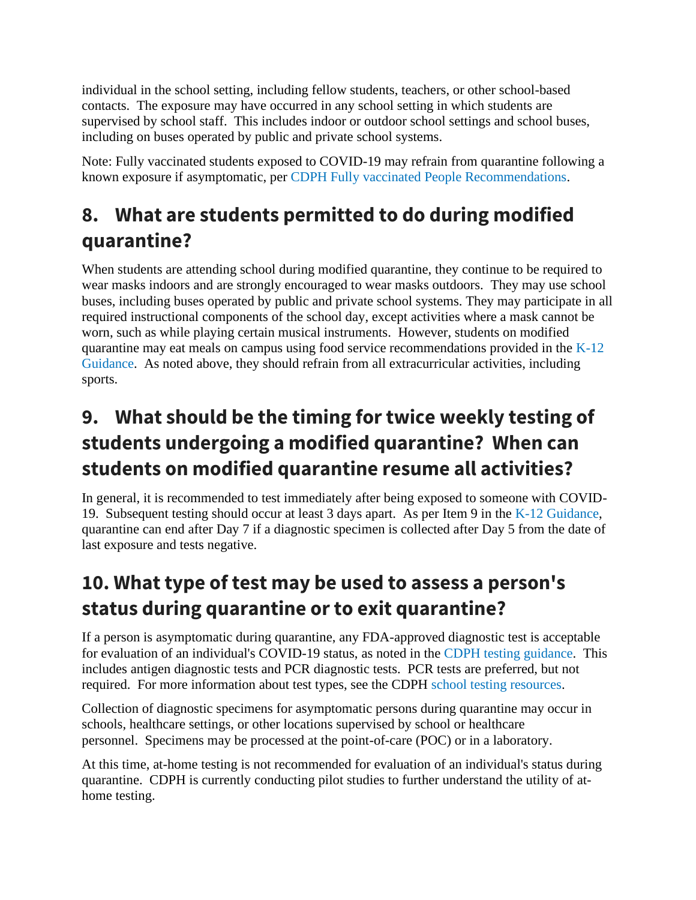individual in the school setting, including fellow students, teachers, or other school-based contacts. The exposure may have occurred in any school setting in which students are supervised by school staff. This includes indoor or outdoor school settings and school buses, including on buses operated by public and private school systems.

Note: Fully vaccinated students exposed to COVID-19 may refrain from quarantine following a known exposure if asymptomatic, per CDPH Fully vaccinated People Recommendations.

## 8. What are students permitted to do during modified quarantine?

When students are attending school during modified quarantine, they continue to be required to wear masks indoors and are strongly encouraged to wear masks outdoors. They may use school buses, including buses operated by public and private school systems. They may participate in all required instructional components of the school day, except activities where a mask cannot be worn, such as while playing certain musical instruments. However, students on modified quarantine may eat meals on campus using food service recommendations provided in the K-12 Guidance. As noted above, they should refrain from all extracurricular activities, including sports.

## 9. What should be the timing for twice weekly testing of students undergoing a modified quarantine? When can students on modified quarantine resume all activities?

In general, it is recommended to test immediately after being exposed to someone with COVID-19. Subsequent testing should occur at least 3 days apart. As per Item 9 in the K-12 Guidance, quarantine can end after Day 7 if a diagnostic specimen is collected after Day 5 from the date of last exposure and tests negative.

## 10. What type of test may be used to assess a person's status during quarantine or to exit quarantine?

If a person is asymptomatic during quarantine, any FDA-approved diagnostic test is acceptable for evaluation of an individual's COVID-19 status, as noted in the CDPH testing guidance. This includes antigen diagnostic tests and PCR diagnostic tests. PCR tests are preferred, but not required. For more information about test types, see the CDPH school testing resources.

Collection of diagnostic specimens for asymptomatic persons during quarantine may occur in schools, healthcare settings, or other locations supervised by school or healthcare personnel. Specimens may be processed at the point-of-care (POC) or in a laboratory.

At this time, at-home testing is not recommended for evaluation of an individual's status during quarantine. CDPH is currently conducting pilot studies to further understand the utility of at-home testing.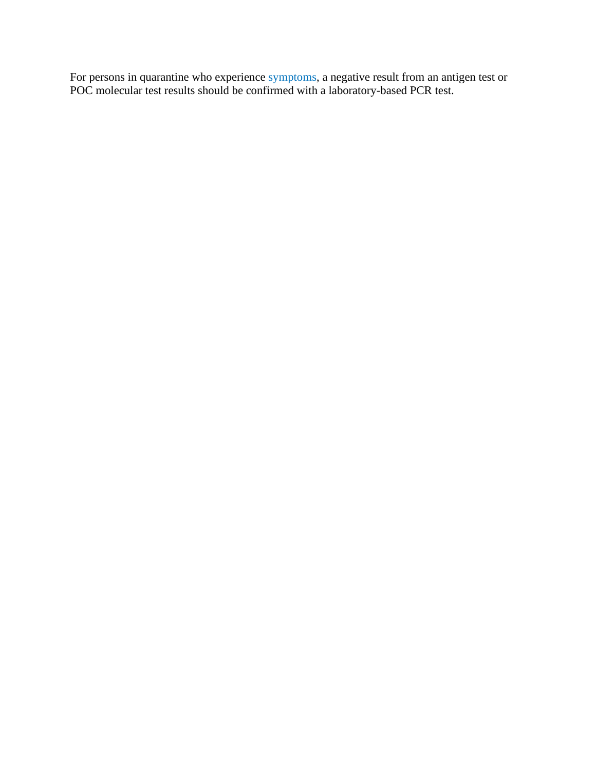For persons in quarantine who experience symptoms, a negative result from an antigen test or POC molecular test results should be confirmed with a laboratory-based PCR test.